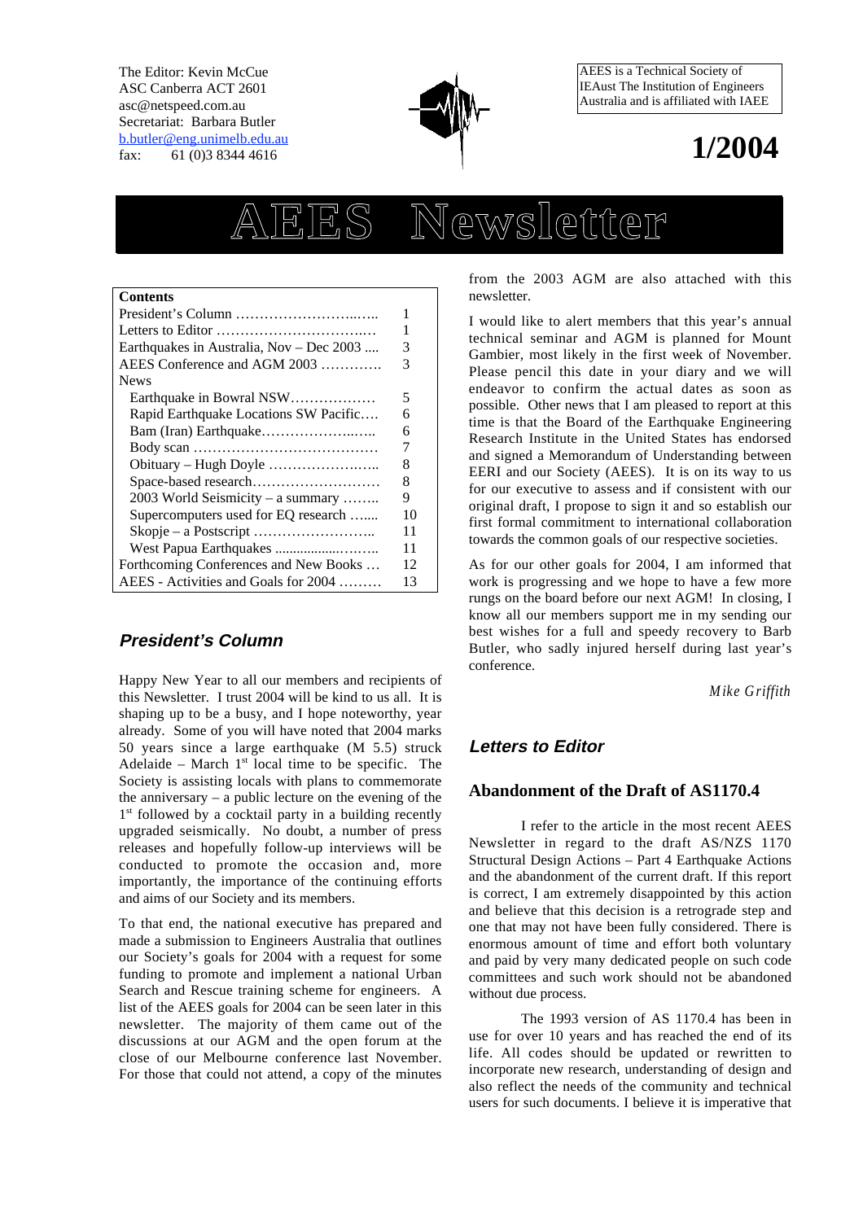The Editor: Kevin McCue
ASC Canberra ACT 2601
asc@netspeed.com.au
Secretariat: Barbara Butler
b.butler@eng.unimelb.edu.au
fax: 61 (0)3 8344 4616

AEES is a Technical Society of IEAust The Institution of Engineers Australia and is affiliated with IAEE

**1/2004**

# AEES Newsletter

| Contents | |
|---|---|
| President's Column ……………………..….. | 1 |
| Letters to Editor …………………………..… | 1 |
| Earthquakes in Australia, Nov – Dec 2003 .... | 3 |
| AEES Conference and AGM 2003 …………. | 3 |
| News | |
| Earthquake in Bowral NSW……………… | 5 |
| Rapid Earthquake Locations SW Pacific…. | 6 |
| Bam (Iran) Earthquake………………..….. | 6 |
| Body scan ………………………………… | 7 |
| Obituary – Hugh Doyle …………………..….. | 8 |
| Space-based research……………………… | 8 |
| 2003 World Seismicity – a summary …….. | 9 |
| Supercomputers used for EQ research ….... | 10 |
| Skopje – a Postscript …………………….. | 11 |
| West Papua Earthquakes ..................……... | 11 |
| Forthcoming Conferences and New Books … | 12 |
| AEES - Activities and Goals for 2004 ……… | 13 |

## *President's Column*

Happy New Year to all our members and recipients of this Newsletter. I trust 2004 will be kind to us all. It is shaping up to be a busy, and I hope noteworthy, year already. Some of you will have noted that 2004 marks 50 years since a large earthquake (M 5.5) struck Adelaide – March 1st local time to be specific. The Society is assisting locals with plans to commemorate the anniversary – a public lecture on the evening of the 1st followed by a cocktail party in a building recently upgraded seismically. No doubt, a number of press releases and hopefully follow-up interviews will be conducted to promote the occasion and, more importantly, the importance of the continuing efforts and aims of our Society and its members.

To that end, the national executive has prepared and made a submission to Engineers Australia that outlines our Society's goals for 2004 with a request for some funding to promote and implement a national Urban Search and Rescue training scheme for engineers. A list of the AEES goals for 2004 can be seen later in this newsletter. The majority of them came out of the discussions at our AGM and the open forum at the close of our Melbourne conference last November. For those that could not attend, a copy of the minutes from the 2003 AGM are also attached with this newsletter.

I would like to alert members that this year's annual technical seminar and AGM is planned for Mount Gambier, most likely in the first week of November. Please pencil this date in your diary and we will endeavor to confirm the actual dates as soon as possible. Other news that I am pleased to report at this time is that the Board of the Earthquake Engineering Research Institute in the United States has endorsed and signed a Memorandum of Understanding between EERI and our Society (AEES). It is on its way to us for our executive to assess and if consistent with our original draft, I propose to sign it and so establish our first formal commitment to international collaboration towards the common goals of our respective societies.

As for our other goals for 2004, I am informed that work is progressing and we hope to have a few more rungs on the board before our next AGM! In closing, I know all our members support me in my sending our best wishes for a full and speedy recovery to Barb Butler, who sadly injured herself during last year's conference.

*Mike Griffith*

## *Letters to Editor*

### Abandonment of the Draft of AS1170.4

I refer to the article in the most recent AEES Newsletter in regard to the draft AS/NZS 1170 Structural Design Actions – Part 4 Earthquake Actions and the abandonment of the current draft. If this report is correct, I am extremely disappointed by this action and believe that this decision is a retrograde step and one that may not have been fully considered. There is enormous amount of time and effort both voluntary and paid by very many dedicated people on such code committees and such work should not be abandoned without due process.

The 1993 version of AS 1170.4 has been in use for over 10 years and has reached the end of its life. All codes should be updated or rewritten to incorporate new research, understanding of design and also reflect the needs of the community and technical users for such documents. I believe it is imperative that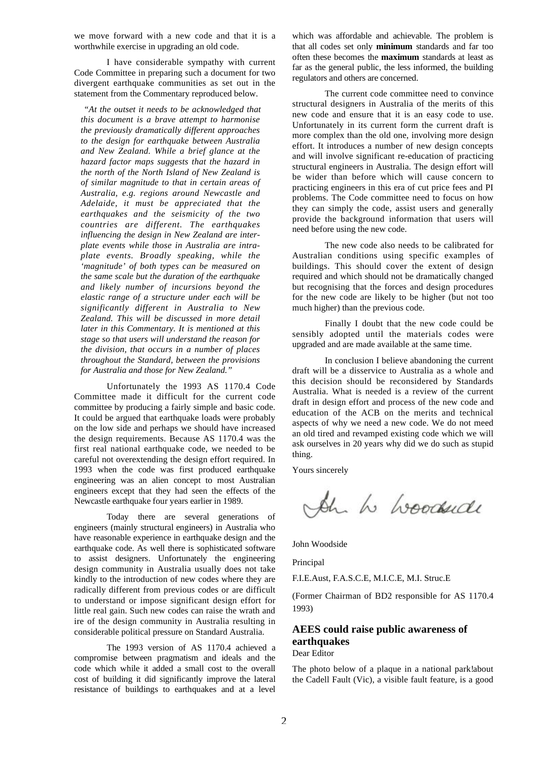we move forward with a new code and that it is a worthwhile exercise in upgrading an old code.

I have considerable sympathy with current Code Committee in preparing such a document for two divergent earthquake communities as set out in the statement from the Commentary reproduced below.

*"At the outset it needs to be acknowledged that this document is a brave attempt to harmonise the previously dramatically different approaches to the design for earthquake between Australia and New Zealand. While a brief glance at the hazard factor maps suggests that the hazard in the north of the North Island of New Zealand is of similar magnitude to that in certain areas of Australia, e.g. regions around Newcastle and Adelaide, it must be appreciated that the earthquakes and the seismicity of the two countries are different. The earthquakes influencing the design in New Zealand are inter-plate events while those in Australia are intra-plate events. Broadly speaking, while the 'magnitude' of both types can be measured on the same scale but the duration of the earthquake and likely number of incursions beyond the elastic range of a structure under each will be significantly different in Australia to New Zealand. This will be discussed in more detail later in this Commentary. It is mentioned at this stage so that users will understand the reason for the division, that occurs in a number of places throughout the Standard, between the provisions for Australia and those for New Zealand."*

Unfortunately the 1993 AS 1170.4 Code Committee made it difficult for the current code committee by producing a fairly simple and basic code. It could be argued that earthquake loads were probably on the low side and perhaps we should have increased the design requirements. Because AS 1170.4 was the first real national earthquake code, we needed to be careful not overextending the design effort required. In 1993 when the code was first produced earthquake engineering was an alien concept to most Australian engineers except that they had seen the effects of the Newcastle earthquake four years earlier in 1989.

Today there are several generations of engineers (mainly structural engineers) in Australia who have reasonable experience in earthquake design and the earthquake code. As well there is sophisticated software to assist designers. Unfortunately the engineering design community in Australia usually does not take kindly to the introduction of new codes where they are radically different from previous codes or are difficult to understand or impose significant design effort for little real gain. Such new codes can raise the wrath and ire of the design community in Australia resulting in considerable political pressure on Standard Australia.

The 1993 version of AS 1170.4 achieved a compromise between pragmatism and ideals and the code which while it added a small cost to the overall cost of building it did significantly improve the lateral resistance of buildings to earthquakes and at a level which was affordable and achievable. The problem is that all codes set only **minimum** standards and far too often these becomes the **maximum** standards at least as far as the general public, the less informed, the building regulators and others are concerned.

The current code committee need to convince structural designers in Australia of the merits of this new code and ensure that it is an easy code to use. Unfortunately in its current form the current draft is more complex than the old one, involving more design effort. It introduces a number of new design concepts and will involve significant re-education of practicing structural engineers in Australia. The design effort will be wider than before which will cause concern to practicing engineers in this era of cut price fees and PI problems. The Code committee need to focus on how they can simply the code, assist users and generally provide the background information that users will need before using the new code.

The new code also needs to be calibrated for Australian conditions using specific examples of buildings. This should cover the extent of design required and which should not be dramatically changed but recognising that the forces and design procedures for the new code are likely to be higher (but not too much higher) than the previous code.

Finally I doubt that the new code could be sensibly adopted until the materials codes were upgraded and are made available at the same time.

In conclusion I believe abandoning the current draft will be a disservice to Australia as a whole and this decision should be reconsidered by Standards Australia. What is needed is a review of the current draft in design effort and process of the new code and education of the ACB on the merits and technical aspects of why we need a new code. We do not meed an old tired and revamped existing code which we will ask ourselves in 20 years why did we do such as stupid thing.

Yours sincerely

John Woodside

Principal

F.I.E.Aust, F.A.S.C.E, M.I.C.E, M.I. Struc.E

(Former Chairman of BD2 responsible for AS 1170.4 1993)

## AEES could raise public awareness of earthquakes

Dear Editor

The photo below of a plaque in a national park about the Cadell Fault (Vic), a visible fault feature, is a good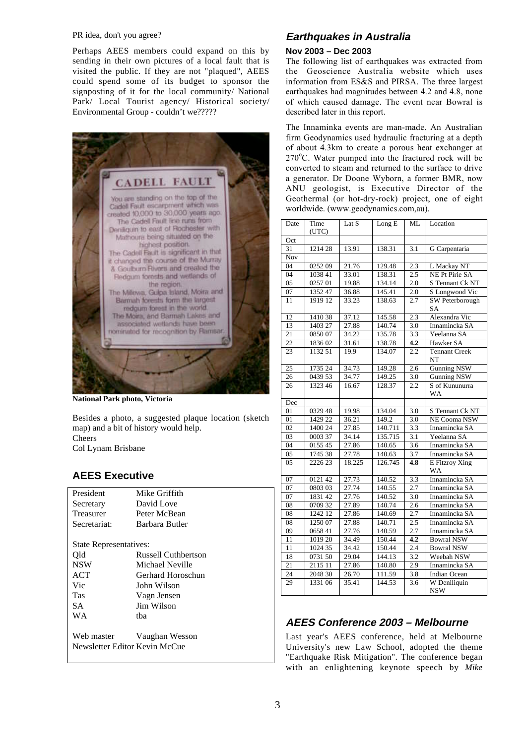PR idea, don't you agree?

Perhaps AEES members could expand on this by sending in their own pictures of a local fault that is visited the public. If they are not "plaqued", AEES could spend some of its budget to sponsor the signposting of it for the local community/ National Park/ Local Tourist agency/ Historical society/ Environmental Group - couldn't we?????

**National Park photo, Victoria**

Besides a photo, a suggested plaque location (sketch map) and a bit of history would help.
Cheers
Col Lynam Brisbane

## AEES Executive

| | |
|---|---|
| President | Mike Griffith |
| Secretary | David Love |
| Treasurer | Peter McBean |
| Secretariat: | Barbara Butler |

State Representatives:

| | |
|---|---|
| Qld | Russell Cuthbertson |
| NSW | Michael Neville |
| ACT | Gerhard Horoschun |
| Vic | John Wilson |
| Tas | Vagn Jensen |
| SA | Jim Wilson |
| WA | tba |

Web master Vaughan Wesson
Newsletter Editor Kevin McCue

## *Earthquakes in Australia*

### Nov 2003 – Dec 2003

The following list of earthquakes was extracted from the Geoscience Australia website which uses information from ES&S and PIRSA. The three largest earthquakes had magnitudes between 4.2 and 4.8, none of which caused damage. The event near Bowral is described later in this report.

The Innaminka events are man-made. An Australian firm Geodynamics used hydraulic fracturing at a depth of about 4.3km to create a porous heat exchanger at 270°C. Water pumped into the fractured rock will be converted to steam and returned to the surface to drive a generator. Dr Doone Wyborn, a former BMR, now ANU geologist, is Executive Director of the Geothermal (or hot-dry-rock) project, one of eight worldwide. (www.geodynamics.com,au).

| Date | Time (UTC) | Lat S | Long E | ML | Location |
|---|---|---|---|---|---|
| Oct | | | | | |
| 31 | 1214 28 | 13.91 | 138.31 | 3.1 | G Carpentaria |
| Nov | | | | | |
| 04 | 0252 09 | 21.76 | 129.48 | 2.3 | L Mackay NT |
| 04 | 1038 41 | 33.01 | 138.31 | 2.5 | NE Pt Pirie SA |
| 05 | 0257 01 | 19.88 | 134.14 | 2.0 | S Tennant Ck NT |
| 07 | 1352 47 | 36.88 | 145.41 | 2.0 | S Longwood Vic |
| 11 | 1919 12 | 33.23 | 138.63 | 2.7 | SW Peterborough SA |
| 12 | 1410 38 | 37.12 | 145.58 | 2.3 | Alexandra Vic |
| 13 | 1403 27 | 27.88 | 140.74 | 3.0 | Innamincka SA |
| 21 | 0850 07 | 34.22 | 135.78 | 3.3 | Yeelanna SA |
| 22 | 1836 02 | 31.61 | 138.78 | **4.2** | Hawker SA |
| 23 | 1132 51 | 19.9 | 134.07 | 2.2 | Tennant Creek NT |
| 25 | 1735 24 | 34.73 | 149.28 | 2.6 | Gunning NSW |
| 26 | 0439 53 | 34.77 | 149.25 | 3.0 | Gunning NSW |
| 26 | 1323 46 | 16.67 | 128.37 | 2.2 | S of Kununurra WA |
| Dec | | | | | |
| 01 | 0329 48 | 19.98 | 134.04 | 3.0 | S Tennant Ck NT |
| 01 | 1429 22 | 36.21 | 149.2 | 3.0 | NE Cooma NSW |
| 02 | 1400 24 | 27.85 | 140.711 | 3.3 | Innamincka SA |
| 03 | 0003 37 | 34.14 | 135.715 | 3.1 | Yeelanna SA |
| 04 | 0155 45 | 27.86 | 140.65 | 3.6 | Innamincka SA |
| 05 | 1745 38 | 27.78 | 140.63 | 3.7 | Innamincka SA |
| 05 | 2226 23 | 18.225 | 126.745 | **4.8** | E Fitzroy Xing WA |
| 07 | 0121 42 | 27.73 | 140.52 | 3.3 | Innamincka SA |
| 07 | 0803 03 | 27.74 | 140.55 | 2.7 | Innamincka SA |
| 07 | 1831 42 | 27.76 | 140.52 | 3.0 | Innamincka SA |
| 08 | 0709 32 | 27.89 | 140.74 | 2.6 | Innamincka SA |
| 08 | 1242 12 | 27.86 | 140.69 | 2.7 | Innamincka SA |
| 08 | 1250 07 | 27.88 | 140.71 | 2.5 | Innamincka SA |
| 09 | 0658 41 | 27.76 | 140.59 | 2.7 | Innamincka SA |
| 11 | 1019 20 | 34.49 | 150.44 | **4.2** | Bowral NSW |
| 11 | 1024 35 | 34.42 | 150.44 | 2.4 | Bowral NSW |
| 18 | 0731 50 | 29.04 | 144.13 | 3.2 | Weebah NSW |
| 21 | 2115 11 | 27.86 | 140.80 | 2.9 | Innamincka SA |
| 24 | 2048 30 | 26.70 | 111.59 | 3.8 | Indian Ocean |
| 29 | 1331 06 | 35.41 | 144.53 | 3.6 | W Deniliquin NSW |

## *AEES Conference 2003 – Melbourne*

Last year's AEES conference, held at Melbourne University's new Law School, adopted the theme "Earthquake Risk Mitigation". The conference began with an enlightening keynote speech by *Mike*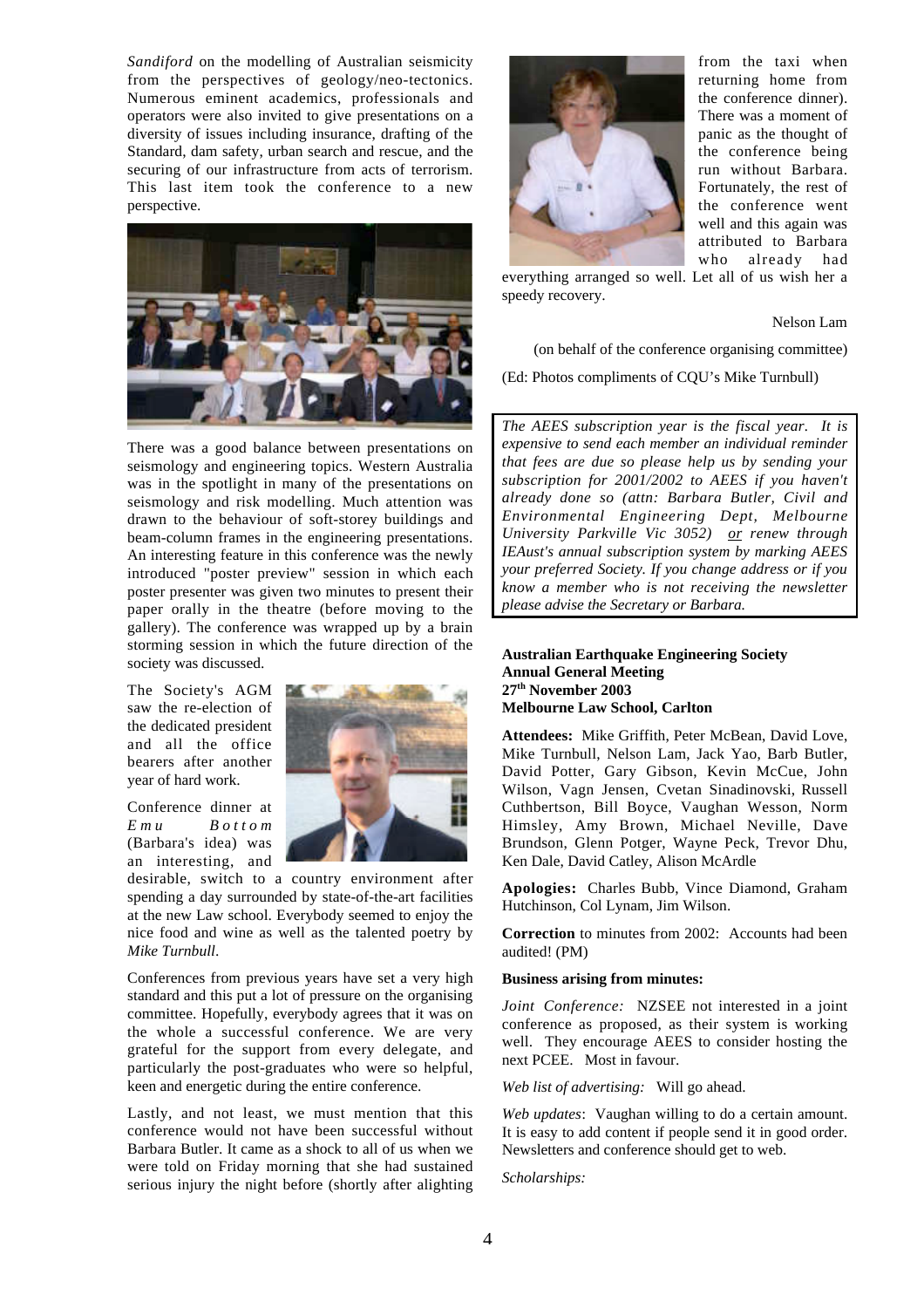*Sandiford* on the modelling of Australian seismicity from the perspectives of geology/neo-tectonics. Numerous eminent academics, professionals and operators were also invited to give presentations on a diversity of issues including insurance, drafting of the Standard, dam safety, urban search and rescue, and the securing of our infrastructure from acts of terrorism. This last item took the conference to a new perspective.

There was a good balance between presentations on seismology and engineering topics. Western Australia was in the spotlight in many of the presentations on seismology and risk modelling. Much attention was drawn to the behaviour of soft-storey buildings and beam-column frames in the engineering presentations. An interesting feature in this conference was the newly introduced "poster preview" session in which each poster presenter was given two minutes to present their paper orally in the theatre (before moving to the gallery). The conference was wrapped up by a brain storming session in which the future direction of the society was discussed.

The Society's AGM saw the re-election of the dedicated president and all the office bearers after another year of hard work.

Conference dinner at *Emu Bottom* (Barbara's idea) was an interesting, and desirable, switch to a country environment after spending a day surrounded by state-of-the-art facilities at the new Law school. Everybody seemed to enjoy the nice food and wine as well as the talented poetry by *Mike Turnbull*.

Conferences from previous years have set a very high standard and this put a lot of pressure on the organising committee. Hopefully, everybody agrees that it was on the whole a successful conference. We are very grateful for the support from every delegate, and particularly the post-graduates who were so helpful, keen and energetic during the entire conference.

Lastly, and not least, we must mention that this conference would not have been successful without Barbara Butler. It came as a shock to all of us when we were told on Friday morning that she had sustained serious injury the night before (shortly after alighting from the taxi when returning home from the conference dinner). There was a moment of panic as the thought of the conference being run without Barbara. Fortunately, the rest of the conference went well and this again was attributed to Barbara who already had everything arranged so well. Let all of us wish her a speedy recovery.

Nelson Lam

(on behalf of the conference organising committee)

(Ed: Photos compliments of CQU's Mike Turnbull)

---

*The AEES subscription year is the fiscal year. It is expensive to send each member an individual reminder that fees are due so please help us by sending your subscription for 2001/2002 to AEES if you haven't already done so (attn: Barbara Butler, Civil and Environmental Engineering Dept, Melbourne University Parkville Vic 3052) or renew through IEAust's annual subscription system by marking AEES your preferred Society. If you change address or if you know a member who is not receiving the newsletter please advise the Secretary or Barbara.*

---

**Australian Earthquake Engineering Society**
**Annual General Meeting**
**27th November 2003**
**Melbourne Law School, Carlton**

**Attendees:** Mike Griffith, Peter McBean, David Love, Mike Turnbull, Nelson Lam, Jack Yao, Barb Butler, David Potter, Gary Gibson, Kevin McCue, John Wilson, Vagn Jensen, Cvetan Sinadinovski, Russell Cuthbertson, Bill Boyce, Vaughan Wesson, Norm Himsley, Amy Brown, Michael Neville, Dave Brundson, Glenn Potger, Wayne Peck, Trevor Dhu, Ken Dale, David Catley, Alison McArdle

**Apologies:** Charles Bubb, Vince Diamond, Graham Hutchinson, Col Lynam, Jim Wilson.

**Correction** to minutes from 2002: Accounts had been audited! (PM)

**Business arising from minutes:**

*Joint Conference:* NZSEE not interested in a joint conference as proposed, as their system is working well. They encourage AEES to consider hosting the next PCEE. Most in favour.

*Web list of advertising:* Will go ahead.

*Web updates*: Vaughan willing to do a certain amount. It is easy to add content if people send it in good order. Newsletters and conference should get to web.

*Scholarships:*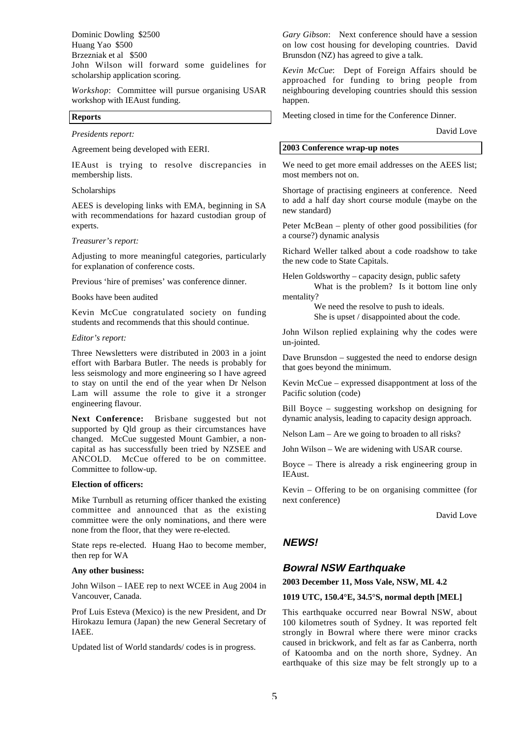Dominic Dowling $2500
Huang Yao $500
Brzezniak et al $500
John Wilson will forward some guidelines for scholarship application scoring.

*Workshop*: Committee will pursue organising USAR workshop with IEAust funding.

**Reports**

*Presidents report:*

Agreement being developed with EERI.

IEAust is trying to resolve discrepancies in membership lists.

Scholarships

AEES is developing links with EMA, beginning in SA with recommendations for hazard custodian group of experts.

*Treasurer's report:*

Adjusting to more meaningful categories, particularly for explanation of conference costs.

Previous 'hire of premises' was conference dinner.

Books have been audited

Kevin McCue congratulated society on funding students and recommends that this should continue.

*Editor's report:*

Three Newsletters were distributed in 2003 in a joint effort with Barbara Butler. The needs is probably for less seismology and more engineering so I have agreed to stay on until the end of the year when Dr Nelson Lam will assume the role to give it a stronger engineering flavour.

**Next Conference:** Brisbane suggested but not supported by Qld group as their circumstances have changed. McCue suggested Mount Gambier, a non-capital as has successfully been tried by NZSEE and ANCOLD. McCue offered to be on committee. Committee to follow-up.

**Election of officers:**

Mike Turnbull as returning officer thanked the existing committee and announced that as the existing committee were the only nominations, and there were none from the floor, that they were re-elected.

State reps re-elected. Huang Hao to become member, then rep for WA

**Any other business:**

John Wilson – IAEE rep to next WCEE in Aug 2004 in Vancouver, Canada.

Prof Luis Esteva (Mexico) is the new President, and Dr Hirokazu Iemura (Japan) the new General Secretary of IAEE.

Updated list of World standards/ codes is in progress.

*Gary Gibson*: Next conference should have a session on low cost housing for developing countries. David Brunsdon (NZ) has agreed to give a talk.

*Kevin McCue*: Dept of Foreign Affairs should be approached for funding to bring people from neighbouring developing countries should this session happen.

Meeting closed in time for the Conference Dinner.

David Love

**2003 Conference wrap-up notes**

We need to get more email addresses on the AEES list; most members not on.

Shortage of practising engineers at conference. Need to add a half day short course module (maybe on the new standard)

Peter McBean – plenty of other good possibilities (for a course?) dynamic analysis

Richard Weller talked about a code roadshow to take the new code to State Capitals.

Helen Goldsworthy – capacity design, public safety
What is the problem? Is it bottom line only mentality?
We need the resolve to push to ideals.
She is upset / disappointed about the code.

John Wilson replied explaining why the codes were un-jointed.

Dave Brunsdon – suggested the need to endorse design that goes beyond the minimum.

Kevin McCue – expressed disappontment at loss of the Pacific solution (code)

Bill Boyce – suggesting workshop on designing for dynamic analysis, leading to capacity design approach.

Nelson Lam – Are we going to broaden to all risks?

John Wilson – We are widening with USAR course.

Boyce – There is already a risk engineering group in IEAust.

Kevin – Offering to be on organising committee (for next conference)

David Love

## NEWS!

### Bowral NSW Earthquake

**2003 December 11, Moss Vale, NSW, ML 4.2**

**1019 UTC, 150.4°E, 34.5°S, normal depth [MEL]**

This earthquake occurred near Bowral NSW, about 100 kilometres south of Sydney. It was reported felt strongly in Bowral where there were minor cracks caused in brickwork, and felt as far as Canberra, north of Katoomba and on the north shore, Sydney. An earthquake of this size may be felt strongly up to a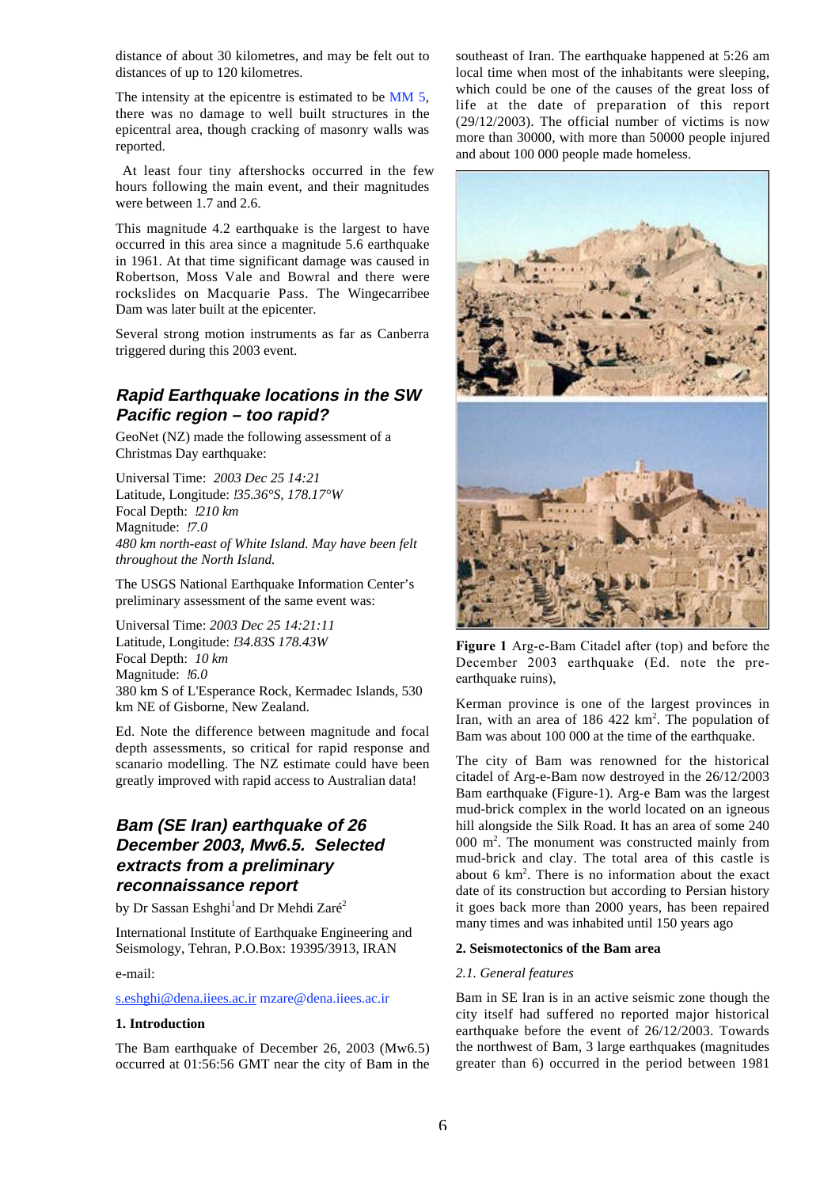distance of about 30 kilometres, and may be felt out to distances of up to 120 kilometres.

The intensity at the epicentre is estimated to be MM 5, there was no damage to well built structures in the epicentral area, though cracking of masonry walls was reported.

At least four tiny aftershocks occurred in the few hours following the main event, and their magnitudes were between 1.7 and 2.6.

This magnitude 4.2 earthquake is the largest to have occurred in this area since a magnitude 5.6 earthquake in 1961. At that time significant damage was caused in Robertson, Moss Vale and Bowral and there were rockslides on Macquarie Pass. The Wingecarribee Dam was later built at the epicenter.

Several strong motion instruments as far as Canberra triggered during this 2003 event.

## Rapid Earthquake locations in the SW Pacific region – too rapid?

GeoNet (NZ) made the following assessment of a Christmas Day earthquake:

Universal Time: *2003 Dec 25 14:21*
Latitude, Longitude: *!35.36°S, 178.17°W*
Focal Depth: *!210 km*
Magnitude: *!7.0*
*480 km north-east of White Island. May have been felt throughout the North Island.*

The USGS National Earthquake Information Center's preliminary assessment of the same event was:

Universal Time: *2003 Dec 25 14:21:11*
Latitude, Longitude: *!34.83S 178.43W*
Focal Depth: *10 km*
Magnitude: *!6.0*
380 km S of L'Esperance Rock, Kermadec Islands, 530 km NE of Gisborne, New Zealand.

Ed. Note the difference between magnitude and focal depth assessments, so critical for rapid response and scenario modelling. The NZ estimate could have been greatly improved with rapid access to Australian data!

## Bam (SE Iran) earthquake of 26 December 2003, Mw6.5. Selected extracts from a preliminary reconnaissance report

by Dr Sassan Eshghi[1] and Dr Mehdi Zaré[2]

International Institute of Earthquake Engineering and Seismology, Tehran, P.O.Box: 19395/3913, IRAN

e-mail:

s.eshghi@dena.iiees.ac.ir mzare@dena.iiees.ac.ir

**1. Introduction**

The Bam earthquake of December 26, 2003 (Mw6.5) occurred at 01:56:56 GMT near the city of Bam in the southeast of Iran. The earthquake happened at 5:26 am local time when most of the inhabitants were sleeping, which could be one of the causes of the great loss of life at the date of preparation of this report (29/12/2003). The official number of victims is now more than 30000, with more than 50000 people injured and about 100 000 people made homeless.

**Figure 1** Arg-e-Bam Citadel after (top) and before the December 2003 earthquake (Ed. note the pre-earthquake ruins),

Kerman province is one of the largest provinces in Iran, with an area of 186 422 km$^2$. The population of Bam was about 100 000 at the time of the earthquake.

The city of Bam was renowned for the historical citadel of Arg-e-Bam now destroyed in the 26/12/2003 Bam earthquake (Figure-1). Arg-e Bam was the largest mud-brick complex in the world located on an igneous hill alongside the Silk Road. It has an area of some 240 000 m$^2$. The monument was constructed mainly from mud-brick and clay. The total area of this castle is about 6 km$^2$. There is no information about the exact date of its construction but according to Persian history it goes back more than 2000 years, has been repaired many times and was inhabited until 150 years ago

**2. Seismotectonics of the Bam area**

*2.1. General features*

Bam in SE Iran is in an active seismic zone though the city itself had suffered no reported major historical earthquake before the event of 26/12/2003. Towards the northwest of Bam, 3 large earthquakes (magnitudes greater than 6) occurred in the period between 1981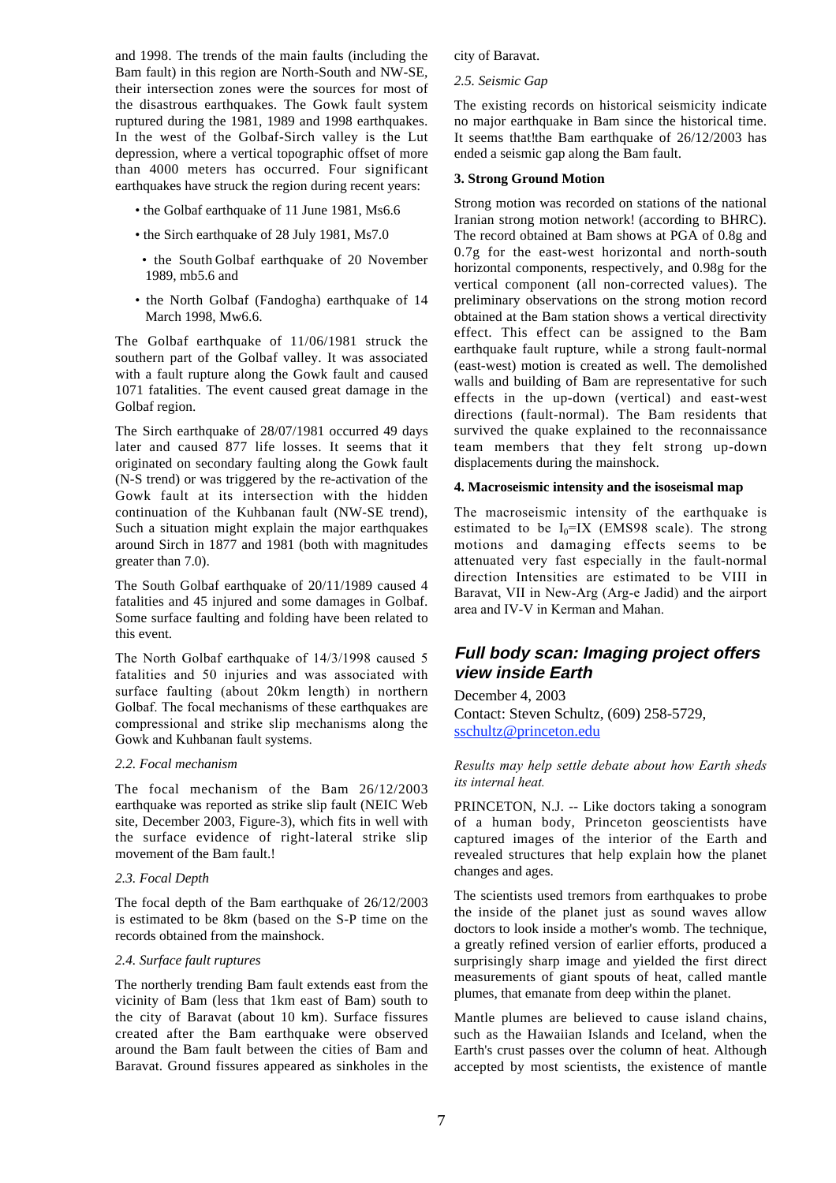and 1998. The trends of the main faults (including the Bam fault) in this region are North-South and NW-SE, their intersection zones were the sources for most of the disastrous earthquakes. The Gowk fault system ruptured during the 1981, 1989 and 1998 earthquakes. In the west of the Golbaf-Sirch valley is the Lut depression, where a vertical topographic offset of more than 4000 meters has occurred. Four significant earthquakes have struck the region during recent years:

- the Golbaf earthquake of 11 June 1981, Ms6.6
- the Sirch earthquake of 28 July 1981, Ms7.0
- the South Golbaf earthquake of 20 November 1989, mb5.6 and
- the North Golbaf (Fandogha) earthquake of 14 March 1998, Mw6.6.

The Golbaf earthquake of 11/06/1981 struck the southern part of the Golbaf valley. It was associated with a fault rupture along the Gowk fault and caused 1071 fatalities. The event caused great damage in the Golbaf region.

The Sirch earthquake of 28/07/1981 occurred 49 days later and caused 877 life losses. It seems that it originated on secondary faulting along the Gowk fault (N-S trend) or was triggered by the re-activation of the Gowk fault at its intersection with the hidden continuation of the Kuhbanan fault (NW-SE trend), Such a situation might explain the major earthquakes around Sirch in 1877 and 1981 (both with magnitudes greater than 7.0).

The South Golbaf earthquake of 20/11/1989 caused 4 fatalities and 45 injured and some damages in Golbaf. Some surface faulting and folding have been related to this event.

The North Golbaf earthquake of 14/3/1998 caused 5 fatalities and 50 injuries and was associated with surface faulting (about 20km length) in northern Golbaf. The focal mechanisms of these earthquakes are compressional and strike slip mechanisms along the Gowk and Kuhbanan fault systems.

*2.2. Focal mechanism*

The focal mechanism of the Bam 26/12/2003 earthquake was reported as strike slip fault (NEIC Web site, December 2003, Figure-3), which fits in well with the surface evidence of right-lateral strike slip movement of the Bam fault.!

*2.3. Focal Depth*

The focal depth of the Bam earthquake of 26/12/2003 is estimated to be 8km (based on the S-P time on the records obtained from the mainshock.

*2.4. Surface fault ruptures*

The northerly trending Bam fault extends east from the vicinity of Bam (less that 1km east of Bam) south to the city of Baravat (about 10 km). Surface fissures created after the Bam earthquake were observed around the Bam fault between the cities of Bam and Baravat. Ground fissures appeared as sinkholes in the city of Baravat.

*2.5. Seismic Gap*

The existing records on historical seismicity indicate no major earthquake in Bam since the historical time. It seems that!the Bam earthquake of 26/12/2003 has ended a seismic gap along the Bam fault.

**3. Strong Ground Motion**

Strong motion was recorded on stations of the national Iranian strong motion network! (according to BHRC). The record obtained at Bam shows at PGA of 0.8g and 0.7g for the east-west horizontal and north-south horizontal components, respectively, and 0.98g for the vertical component (all non-corrected values). The preliminary observations on the strong motion record obtained at the Bam station shows a vertical directivity effect. This effect can be assigned to the Bam earthquake fault rupture, while a strong fault-normal (east-west) motion is created as well. The demolished walls and building of Bam are representative for such effects in the up-down (vertical) and east-west directions (fault-normal). The Bam residents that survived the quake explained to the reconnaissance team members that they felt strong up-down displacements during the mainshock.

**4. Macroseismic intensity and the isoseismal map**

The macroseismic intensity of the earthquake is estimated to be $I_0$=IX (EMS98 scale). The strong motions and damaging effects seems to be attenuated very fast especially in the fault-normal direction Intensities are estimated to be VIII in Baravat, VII in New-Arg (Arg-e Jadid) and the airport area and IV-V in Kerman and Mahan.

## *Full body scan: Imaging project offers view inside Earth*

December 4, 2003
Contact: Steven Schultz, (609) 258-5729, sschultz@princeton.edu

*Results may help settle debate about how Earth sheds its internal heat.*

PRINCETON, N.J. -- Like doctors taking a sonogram of a human body, Princeton geoscientists have captured images of the interior of the Earth and revealed structures that help explain how the planet changes and ages.

The scientists used tremors from earthquakes to probe the inside of the planet just as sound waves allow doctors to look inside a mother's womb. The technique, a greatly refined version of earlier efforts, produced a surprisingly sharp image and yielded the first direct measurements of giant spouts of heat, called mantle plumes, that emanate from deep within the planet.

Mantle plumes are believed to cause island chains, such as the Hawaiian Islands and Iceland, when the Earth's crust passes over the column of heat. Although accepted by most scientists, the existence of mantle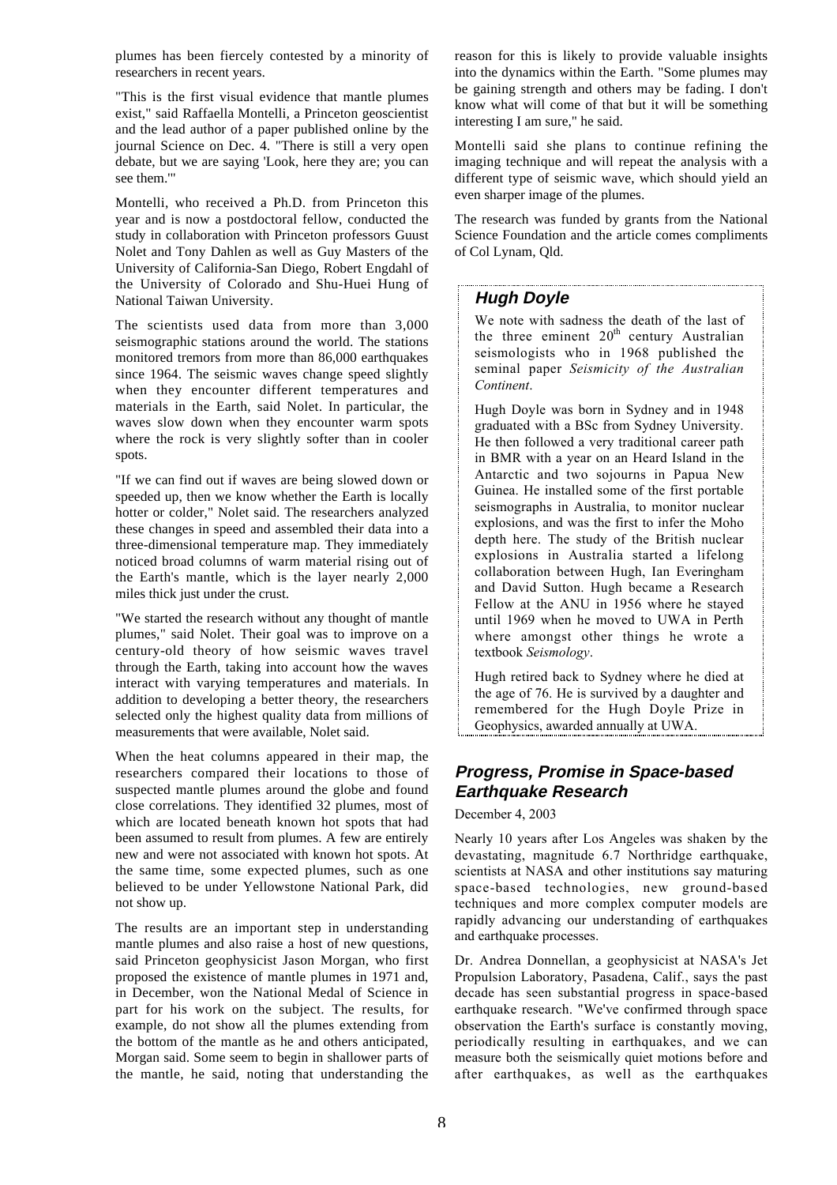plumes has been fiercely contested by a minority of researchers in recent years.

"This is the first visual evidence that mantle plumes exist," said Raffaella Montelli, a Princeton geoscientist and the lead author of a paper published online by the journal Science on Dec. 4. "There is still a very open debate, but we are saying 'Look, here they are; you can see them.'"

Montelli, who received a Ph.D. from Princeton this year and is now a postdoctoral fellow, conducted the study in collaboration with Princeton professors Guust Nolet and Tony Dahlen as well as Guy Masters of the University of California-San Diego, Robert Engdahl of the University of Colorado and Shu-Huei Hung of National Taiwan University.

The scientists used data from more than 3,000 seismographic stations around the world. The stations monitored tremors from more than 86,000 earthquakes since 1964. The seismic waves change speed slightly when they encounter different temperatures and materials in the Earth, said Nolet. In particular, the waves slow down when they encounter warm spots where the rock is very slightly softer than in cooler spots.

"If we can find out if waves are being slowed down or speeded up, then we know whether the Earth is locally hotter or colder," Nolet said. The researchers analyzed these changes in speed and assembled their data into a three-dimensional temperature map. They immediately noticed broad columns of warm material rising out of the Earth's mantle, which is the layer nearly 2,000 miles thick just under the crust.

"We started the research without any thought of mantle plumes," said Nolet. Their goal was to improve on a century-old theory of how seismic waves travel through the Earth, taking into account how the waves interact with varying temperatures and materials. In addition to developing a better theory, the researchers selected only the highest quality data from millions of measurements that were available, Nolet said.

When the heat columns appeared in their map, the researchers compared their locations to those of suspected mantle plumes around the globe and found close correlations. They identified 32 plumes, most of which are located beneath known hot spots that had been assumed to result from plumes. A few are entirely new and were not associated with known hot spots. At the same time, some expected plumes, such as one believed to be under Yellowstone National Park, did not show up.

The results are an important step in understanding mantle plumes and also raise a host of new questions, said Princeton geophysicist Jason Morgan, who first proposed the existence of mantle plumes in 1971 and, in December, won the National Medal of Science in part for his work on the subject. The results, for example, do not show all the plumes extending from the bottom of the mantle as he and others anticipated, Morgan said. Some seem to begin in shallower parts of the mantle, he said, noting that understanding the reason for this is likely to provide valuable insights into the dynamics within the Earth. "Some plumes may be gaining strength and others may be fading. I don't know what will come of that but it will be something interesting I am sure," he said.

Montelli said she plans to continue refining the imaging technique and will repeat the analysis with a different type of seismic wave, which should yield an even sharper image of the plumes.

The research was funded by grants from the National Science Foundation and the article comes compliments of Col Lynam, Qld.

## Hugh Doyle

We note with sadness the death of the last of the three eminent 20th century Australian seismologists who in 1968 published the seminal paper *Seismicity of the Australian Continent*.

Hugh Doyle was born in Sydney and in 1948 graduated with a BSc from Sydney University. He then followed a very traditional career path in BMR with a year on an Heard Island in the Antarctic and two sojourns in Papua New Guinea. He installed some of the first portable seismographs in Australia, to monitor nuclear explosions, and was the first to infer the Moho depth here. The study of the British nuclear explosions in Australia started a lifelong collaboration between Hugh, Ian Everingham and David Sutton. Hugh became a Research Fellow at the ANU in 1956 where he stayed until 1969 when he moved to UWA in Perth where amongst other things he wrote a textbook *Seismology*.

Hugh retired back to Sydney where he died at the age of 76. He is survived by a daughter and remembered for the Hugh Doyle Prize in Geophysics, awarded annually at UWA.

## Progress, Promise in Space-based Earthquake Research

December 4, 2003

Nearly 10 years after Los Angeles was shaken by the devastating, magnitude 6.7 Northridge earthquake, scientists at NASA and other institutions say maturing space-based technologies, new ground-based techniques and more complex computer models are rapidly advancing our understanding of earthquakes and earthquake processes.

Dr. Andrea Donnellan, a geophysicist at NASA's Jet Propulsion Laboratory, Pasadena, Calif., says the past decade has seen substantial progress in space-based earthquake research. "We've confirmed through space observation the Earth's surface is constantly moving, periodically resulting in earthquakes, and we can measure both the seismically quiet motions before and after earthquakes, as well as the earthquakes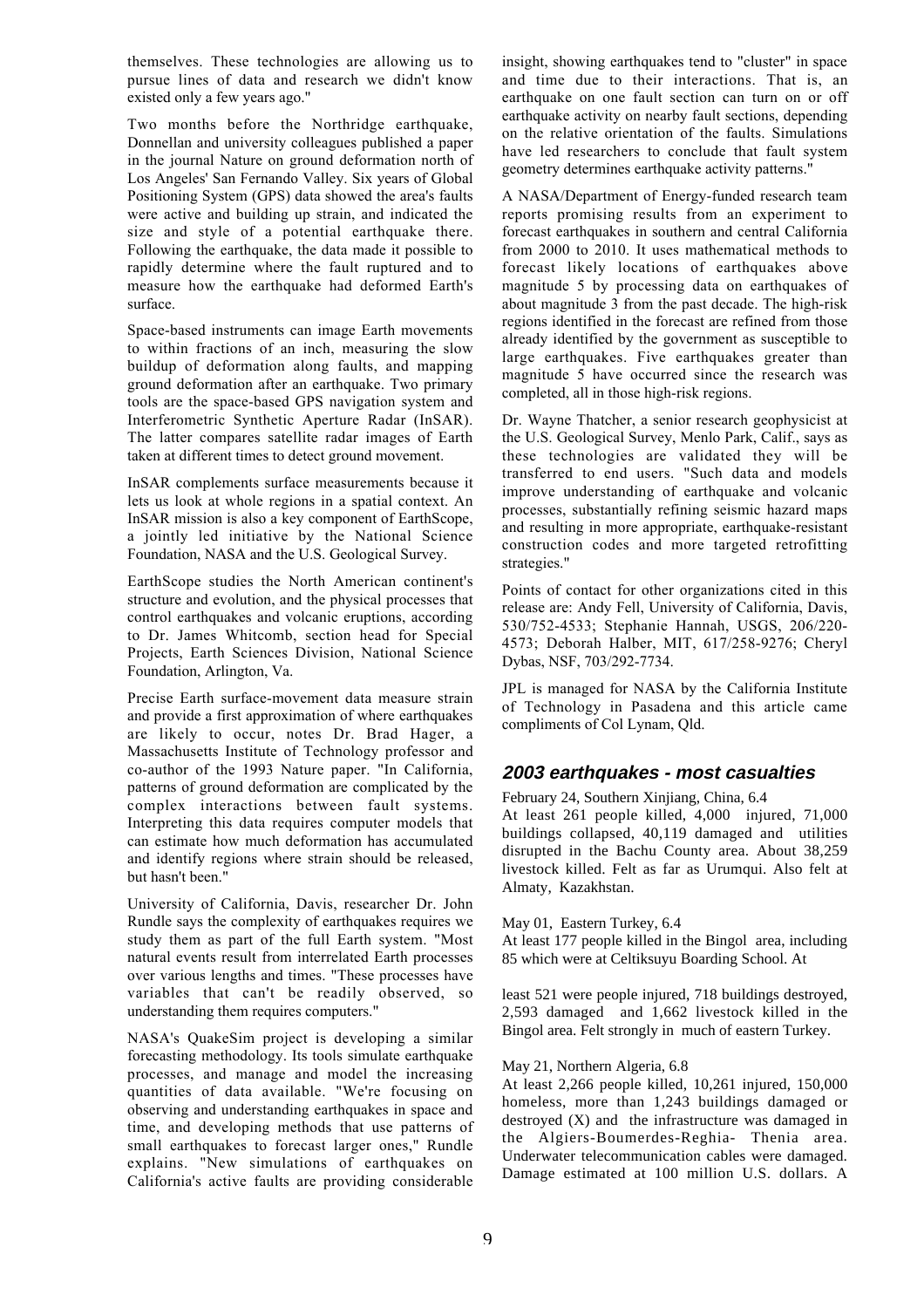themselves. These technologies are allowing us to pursue lines of data and research we didn't know existed only a few years ago."

Two months before the Northridge earthquake, Donnellan and university colleagues published a paper in the journal Nature on ground deformation north of Los Angeles' San Fernando Valley. Six years of Global Positioning System (GPS) data showed the area's faults were active and building up strain, and indicated the size and style of a potential earthquake there. Following the earthquake, the data made it possible to rapidly determine where the fault ruptured and to measure how the earthquake had deformed Earth's surface.

Space-based instruments can image Earth movements to within fractions of an inch, measuring the slow buildup of deformation along faults, and mapping ground deformation after an earthquake. Two primary tools are the space-based GPS navigation system and Interferometric Synthetic Aperture Radar (InSAR). The latter compares satellite radar images of Earth taken at different times to detect ground movement.

InSAR complements surface measurements because it lets us look at whole regions in a spatial context. An InSAR mission is also a key component of EarthScope, a jointly led initiative by the National Science Foundation, NASA and the U.S. Geological Survey.

EarthScope studies the North American continent's structure and evolution, and the physical processes that control earthquakes and volcanic eruptions, according to Dr. James Whitcomb, section head for Special Projects, Earth Sciences Division, National Science Foundation, Arlington, Va.

Precise Earth surface-movement data measure strain and provide a first approximation of where earthquakes are likely to occur, notes Dr. Brad Hager, a Massachusetts Institute of Technology professor and co-author of the 1993 Nature paper. "In California, patterns of ground deformation are complicated by the complex interactions between fault systems. Interpreting this data requires computer models that can estimate how much deformation has accumulated and identify regions where strain should be released, but hasn't been."

University of California, Davis, researcher Dr. John Rundle says the complexity of earthquakes requires we study them as part of the full Earth system. "Most natural events result from interrelated Earth processes over various lengths and times. "These processes have variables that can't be readily observed, so understanding them requires computers."

NASA's QuakeSim project is developing a similar forecasting methodology. Its tools simulate earthquake processes, and manage and model the increasing quantities of data available. "We're focusing on observing and understanding earthquakes in space and time, and developing methods that use patterns of small earthquakes to forecast larger ones," Rundle explains. "New simulations of earthquakes on California's active faults are providing considerable insight, showing earthquakes tend to "cluster" in space and time due to their interactions. That is, an earthquake on one fault section can turn on or off earthquake activity on nearby fault sections, depending on the relative orientation of the faults. Simulations have led researchers to conclude that fault system geometry determines earthquake activity patterns."

A NASA/Department of Energy-funded research team reports promising results from an experiment to forecast earthquakes in southern and central California from 2000 to 2010. It uses mathematical methods to forecast likely locations of earthquakes above magnitude 5 by processing data on earthquakes of about magnitude 3 from the past decade. The high-risk regions identified in the forecast are refined from those already identified by the government as susceptible to large earthquakes. Five earthquakes greater than magnitude 5 have occurred since the research was completed, all in those high-risk regions.

Dr. Wayne Thatcher, a senior research geophysicist at the U.S. Geological Survey, Menlo Park, Calif., says as these technologies are validated they will be transferred to end users. "Such data and models improve understanding of earthquake and volcanic processes, substantially refining seismic hazard maps and resulting in more appropriate, earthquake-resistant construction codes and more targeted retrofitting strategies."

Points of contact for other organizations cited in this release are: Andy Fell, University of California, Davis, 530/752-4533; Stephanie Hannah, USGS, 206/220-4573; Deborah Halber, MIT, 617/258-9276; Cheryl Dybas, NSF, 703/292-7734.

JPL is managed for NASA by the California Institute of Technology in Pasadena and this article came compliments of Col Lynam, Qld.

## 2003 earthquakes - most casualties

February 24, Southern Xinjiang, China, 6.4
At least 261 people killed, 4,000 injured, 71,000 buildings collapsed, 40,119 damaged and utilities disrupted in the Bachu County area. About 38,259 livestock killed. Felt as far as Urumqui. Also felt at Almaty, Kazakhstan.

May 01, Eastern Turkey, 6.4
At least 177 people killed in the Bingol area, including 85 which were at Celtiksuyu Boarding School. At least 521 were people injured, 718 buildings destroyed, 2,593 damaged and 1,662 livestock killed in the Bingol area. Felt strongly in much of eastern Turkey.

May 21, Northern Algeria, 6.8
At least 2,266 people killed, 10,261 injured, 150,000 homeless, more than 1,243 buildings damaged or destroyed (X) and the infrastructure was damaged in the Algiers-Boumerdes-Reghia- Thenia area. Underwater telecommunication cables were damaged. Damage estimated at 100 million U.S. dollars. A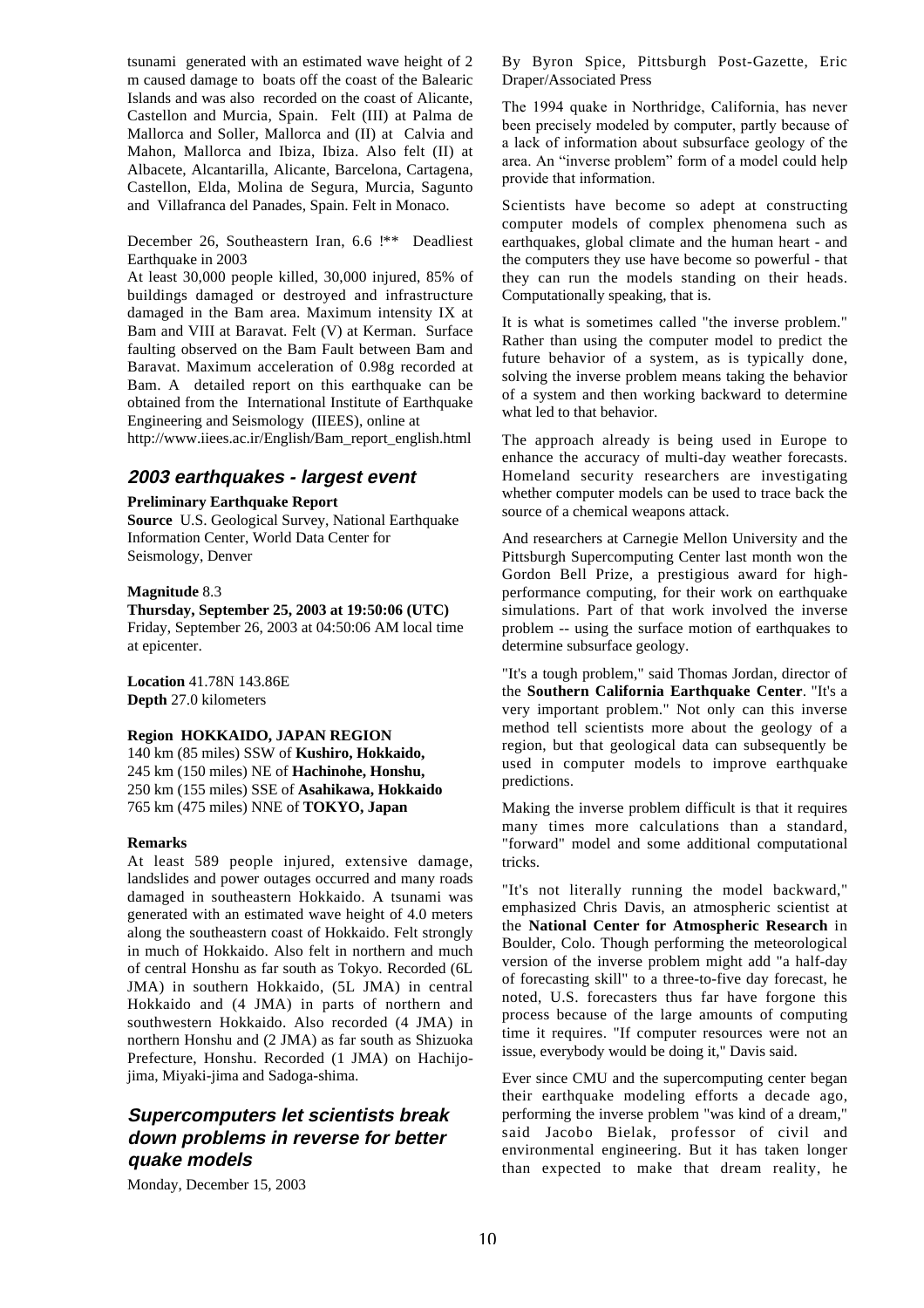tsunami generated with an estimated wave height of 2 m caused damage to boats off the coast of the Balearic Islands and was also recorded on the coast of Alicante, Castellon and Murcia, Spain. Felt (III) at Palma de Mallorca and Soller, Mallorca and (II) at Calvia and Mahon, Mallorca and Ibiza, Ibiza. Also felt (II) at Albacete, Alcantarilla, Alicante, Barcelona, Cartagena, Castellon, Elda, Molina de Segura, Murcia, Sagunto and Villafranca del Panades, Spain. Felt in Monaco.

December 26, Southeastern Iran, 6.6 !** Deadliest Earthquake in 2003

At least 30,000 people killed, 30,000 injured, 85% of buildings damaged or destroyed and infrastructure damaged in the Bam area. Maximum intensity IX at Bam and VIII at Baravat. Felt (V) at Kerman. Surface faulting observed on the Bam Fault between Bam and Baravat. Maximum acceleration of 0.98g recorded at Bam. A detailed report on this earthquake can be obtained from the International Institute of Earthquake Engineering and Seismology (IIEES), online at http://www.iiees.ac.ir/English/Bam_report_english.html

## 2003 earthquakes - largest event

**Preliminary Earthquake Report**

**Source** U.S. Geological Survey, National Earthquake Information Center, World Data Center for Seismology, Denver

**Magnitude** 8.3

**Thursday, September 25, 2003 at 19:50:06 (UTC)**
Friday, September 26, 2003 at 04:50:06 AM local time at epicenter.

**Location** 41.78N 143.86E
**Depth** 27.0 kilometers

**Region HOKKAIDO, JAPAN REGION**
140 km (85 miles) SSW of **Kushiro, Hokkaido,**
245 km (150 miles) NE of **Hachinohe, Honshu,**
250 km (155 miles) SSE of **Asahikawa, Hokkaido**
765 km (475 miles) NNE of **TOKYO, Japan**

**Remarks**

At least 589 people injured, extensive damage, landslides and power outages occurred and many roads damaged in southeastern Hokkaido. A tsunami was generated with an estimated wave height of 4.0 meters along the southeastern coast of Hokkaido. Felt strongly in much of Hokkaido. Also felt in northern and much of central Honshu as far south as Tokyo. Recorded (6L JMA) in southern Hokkaido, (5L JMA) in central Hokkaido and (4 JMA) in parts of northern and southwestern Hokkaido. Also recorded (4 JMA) in northern Honshu and (2 JMA) as far south as Shizuoka Prefecture, Honshu. Recorded (1 JMA) on Hachijo-jima, Miyaki-jima and Sadoga-shima.

## Supercomputers let scientists break down problems in reverse for better quake models

Monday, December 15, 2003

By Byron Spice, Pittsburgh Post-Gazette, Eric Draper/Associated Press

The 1994 quake in Northridge, California, has never been precisely modeled by computer, partly because of a lack of information about subsurface geology of the area. An "inverse problem" form of a model could help provide that information.

Scientists have become so adept at constructing computer models of complex phenomena such as earthquakes, global climate and the human heart - and the computers they use have become so powerful - that they can run the models standing on their heads. Computationally speaking, that is.

It is what is sometimes called "the inverse problem." Rather than using the computer model to predict the future behavior of a system, as is typically done, solving the inverse problem means taking the behavior of a system and then working backward to determine what led to that behavior.

The approach already is being used in Europe to enhance the accuracy of multi-day weather forecasts. Homeland security researchers are investigating whether computer models can be used to trace back the source of a chemical weapons attack.

And researchers at Carnegie Mellon University and the Pittsburgh Supercomputing Center last month won the Gordon Bell Prize, a prestigious award for high-performance computing, for their work on earthquake simulations. Part of that work involved the inverse problem -- using the surface motion of earthquakes to determine subsurface geology.

"It's a tough problem," said Thomas Jordan, director of the **Southern California Earthquake Center**. "It's a very important problem." Not only can this inverse method tell scientists more about the geology of a region, but that geological data can subsequently be used in computer models to improve earthquake predictions.

Making the inverse problem difficult is that it requires many times more calculations than a standard, "forward" model and some additional computational tricks.

"It's not literally running the model backward," emphasized Chris Davis, an atmospheric scientist at the **National Center for Atmospheric Research** in Boulder, Colo. Though performing the meteorological version of the inverse problem might add "a half-day of forecasting skill" to a three-to-five day forecast, he noted, U.S. forecasters thus far have forgone this process because of the large amounts of computing time it requires. "If computer resources were not an issue, everybody would be doing it," Davis said.

Ever since CMU and the supercomputing center began their earthquake modeling efforts a decade ago, performing the inverse problem "was kind of a dream," said Jacobo Bielak, professor of civil and environmental engineering. But it has taken longer than expected to make that dream reality, he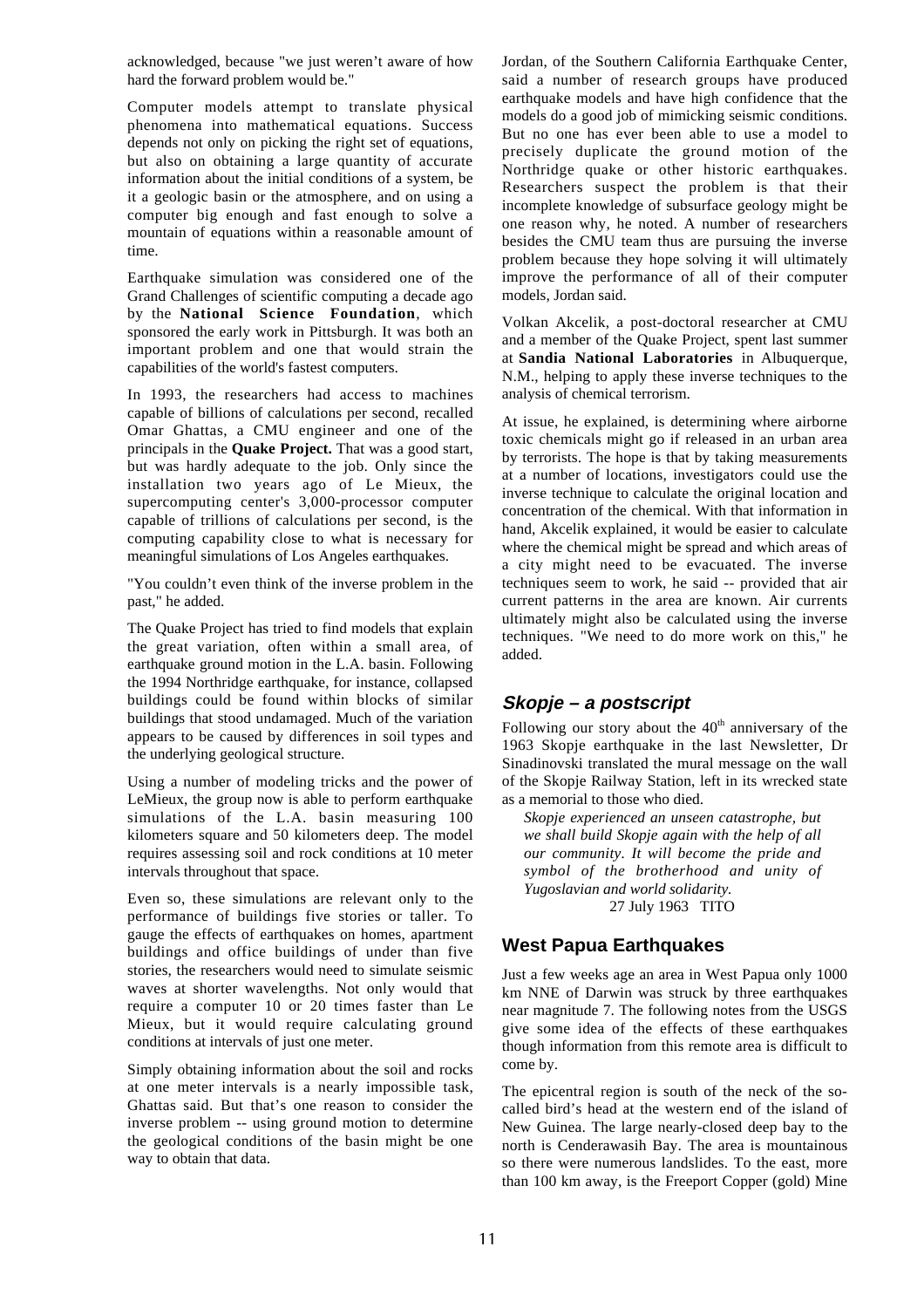acknowledged, because "we just weren't aware of how hard the forward problem would be."

Computer models attempt to translate physical phenomena into mathematical equations. Success depends not only on picking the right set of equations, but also on obtaining a large quantity of accurate information about the initial conditions of a system, be it a geologic basin or the atmosphere, and on using a computer big enough and fast enough to solve a mountain of equations within a reasonable amount of time.

Earthquake simulation was considered one of the Grand Challenges of scientific computing a decade ago by the **National Science Foundation**, which sponsored the early work in Pittsburgh. It was both an important problem and one that would strain the capabilities of the world's fastest computers.

In 1993, the researchers had access to machines capable of billions of calculations per second, recalled Omar Ghattas, a CMU engineer and one of the principals in the **Quake Project.** That was a good start, but was hardly adequate to the job. Only since the installation two years ago of Le Mieux, the supercomputing center's 3,000-processor computer capable of trillions of calculations per second, is the computing capability close to what is necessary for meaningful simulations of Los Angeles earthquakes.

"You couldn't even think of the inverse problem in the past," he added.

The Quake Project has tried to find models that explain the great variation, often within a small area, of earthquake ground motion in the L.A. basin. Following the 1994 Northridge earthquake, for instance, collapsed buildings could be found within blocks of similar buildings that stood undamaged. Much of the variation appears to be caused by differences in soil types and the underlying geological structure.

Using a number of modeling tricks and the power of LeMieux, the group now is able to perform earthquake simulations of the L.A. basin measuring 100 kilometers square and 50 kilometers deep. The model requires assessing soil and rock conditions at 10 meter intervals throughout that space.

Even so, these simulations are relevant only to the performance of buildings five stories or taller. To gauge the effects of earthquakes on homes, apartment buildings and office buildings of under than five stories, the researchers would need to simulate seismic waves at shorter wavelengths. Not only would that require a computer 10 or 20 times faster than Le Mieux, but it would require calculating ground conditions at intervals of just one meter.

Simply obtaining information about the soil and rocks at one meter intervals is a nearly impossible task, Ghattas said. But that's one reason to consider the inverse problem -- using ground motion to determine the geological conditions of the basin might be one way to obtain that data.

Jordan, of the Southern California Earthquake Center, said a number of research groups have produced earthquake models and have high confidence that the models do a good job of mimicking seismic conditions. But no one has ever been able to use a model to precisely duplicate the ground motion of the Northridge quake or other historic earthquakes. Researchers suspect the problem is that their incomplete knowledge of subsurface geology might be one reason why, he noted. A number of researchers besides the CMU team thus are pursuing the inverse problem because they hope solving it will ultimately improve the performance of all of their computer models, Jordan said.

Volkan Akcelik, a post-doctoral researcher at CMU and a member of the Quake Project, spent last summer at **Sandia National Laboratories** in Albuquerque, N.M., helping to apply these inverse techniques to the analysis of chemical terrorism.

At issue, he explained, is determining where airborne toxic chemicals might go if released in an urban area by terrorists. The hope is that by taking measurements at a number of locations, investigators could use the inverse technique to calculate the original location and concentration of the chemical. With that information in hand, Akcelik explained, it would be easier to calculate where the chemical might be spread and which areas of a city might need to be evacuated. The inverse techniques seem to work, he said -- provided that air current patterns in the area are known. Air currents ultimately might also be calculated using the inverse techniques. "We need to do more work on this," he added.

## *Skopje – a postscript*

Following our story about the 40th anniversary of the 1963 Skopje earthquake in the last Newsletter, Dr Sinadinovski translated the mural message on the wall of the Skopje Railway Station, left in its wrecked state as a memorial to those who died.

> *Skopje experienced an unseen catastrophe, but we shall build Skopje again with the help of all our community. It will become the pride and symbol of the brotherhood and unity of Yugoslavian and world solidarity.*
>
> 27 July 1963 TITO

## West Papua Earthquakes

Just a few weeks age an area in West Papua only 1000 km NNE of Darwin was struck by three earthquakes near magnitude 7. The following notes from the USGS give some idea of the effects of these earthquakes though information from this remote area is difficult to come by.

The epicentral region is south of the neck of the so-called bird's head at the western end of the island of New Guinea. The large nearly-closed deep bay to the north is Cenderawasih Bay. The area is mountainous so there were numerous landslides. To the east, more than 100 km away, is the Freeport Copper (gold) Mine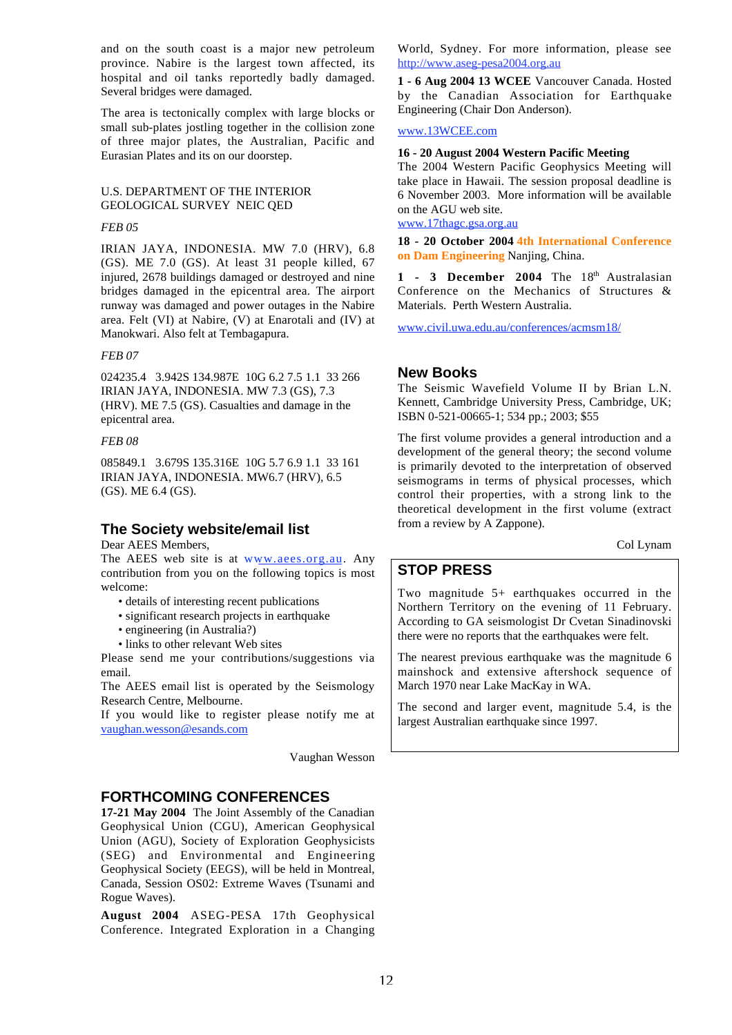and on the south coast is a major new petroleum province. Nabire is the largest town affected, its hospital and oil tanks reportedly badly damaged. Several bridges were damaged.

The area is tectonically complex with large blocks or small sub-plates jostling together in the collision zone of three major plates, the Australian, Pacific and Eurasian Plates and its on our doorstep.

U.S. DEPARTMENT OF THE INTERIOR
GEOLOGICAL SURVEY NEIC QED

*FEB 05*

IRIAN JAYA, INDONESIA. MW 7.0 (HRV), 6.8 (GS). ME 7.0 (GS). At least 31 people killed, 67 injured, 2678 buildings damaged or destroyed and nine bridges damaged in the epicentral area. The airport runway was damaged and power outages in the Nabire area. Felt (VI) at Nabire, (V) at Enarotali and (IV) at Manokwari. Also felt at Tembagapura.

*FEB 07*

024235.4 3.942S 134.987E 10G 6.2 7.5 1.1 33 266
IRIAN JAYA, INDONESIA. MW 7.3 (GS), 7.3 (HRV). ME 7.5 (GS). Casualties and damage in the epicentral area.

*FEB 08*

085849.1 3.679S 135.316E 10G 5.7 6.9 1.1 33 161
IRIAN JAYA, INDONESIA. MW6.7 (HRV), 6.5 (GS). ME 6.4 (GS).

## The Society website/email list

Dear AEES Members,
The AEES web site is at www.aees.org.au. Any contribution from you on the following topics is most welcome:

- details of interesting recent publications
- significant research projects in earthquake
- engineering (in Australia?)
- links to other relevant Web sites

Please send me your contributions/suggestions via email.
The AEES email list is operated by the Seismology Research Centre, Melbourne.
If you would like to register please notify me at vaughan.wesson@esands.com

Vaughan Wesson

## FORTHCOMING CONFERENCES

**17-21 May 2004** The Joint Assembly of the Canadian Geophysical Union (CGU), American Geophysical Union (AGU), Society of Exploration Geophysicists (SEG) and Environmental and Engineering Geophysical Society (EEGS), will be held in Montreal, Canada, Session OS02: Extreme Waves (Tsunami and Rogue Waves).

**August 2004** ASEG-PESA 17th Geophysical Conference. Integrated Exploration in a Changing World, Sydney. For more information, please see http://www.aseg-pesa2004.org.au

**1 - 6 Aug 2004 13 WCEE** Vancouver Canada. Hosted by the Canadian Association for Earthquake Engineering (Chair Don Anderson).

www.13WCEE.com

**16 - 20 August 2004 Western Pacific Meeting**
The 2004 Western Pacific Geophysics Meeting will take place in Hawaii. The session proposal deadline is 6 November 2003. More information will be available on the AGU web site.
www.17thagc.gsa.org.au

**18 - 20 October 2004** **4th International Conference on Dam Engineering** Nanjing, China.

**1 - 3 December 2004** The 18th Australasian Conference on the Mechanics of Structures & Materials. Perth Western Australia.

www.civil.uwa.edu.au/conferences/acmsm18/

## New Books

The Seismic Wavefield Volume II by Brian L.N. Kennett, Cambridge University Press, Cambridge, UK; ISBN 0-521-00665-1; 534 pp.; 2003; $55

The first volume provides a general introduction and a development of the general theory; the second volume is primarily devoted to the interpretation of observed seismograms in terms of physical processes, which control their properties, with a strong link to the theoretical development in the first volume (extract from a review by A Zappone).

Col Lynam

## STOP PRESS

Two magnitude 5+ earthquakes occurred in the Northern Territory on the evening of 11 February. According to GA seismologist Dr Cvetan Sinadinovski there were no reports that the earthquakes were felt.

The nearest previous earthquake was the magnitude 6 mainshock and extensive aftershock sequence of March 1970 near Lake MacKay in WA.

The second and larger event, magnitude 5.4, is the largest Australian earthquake since 1997.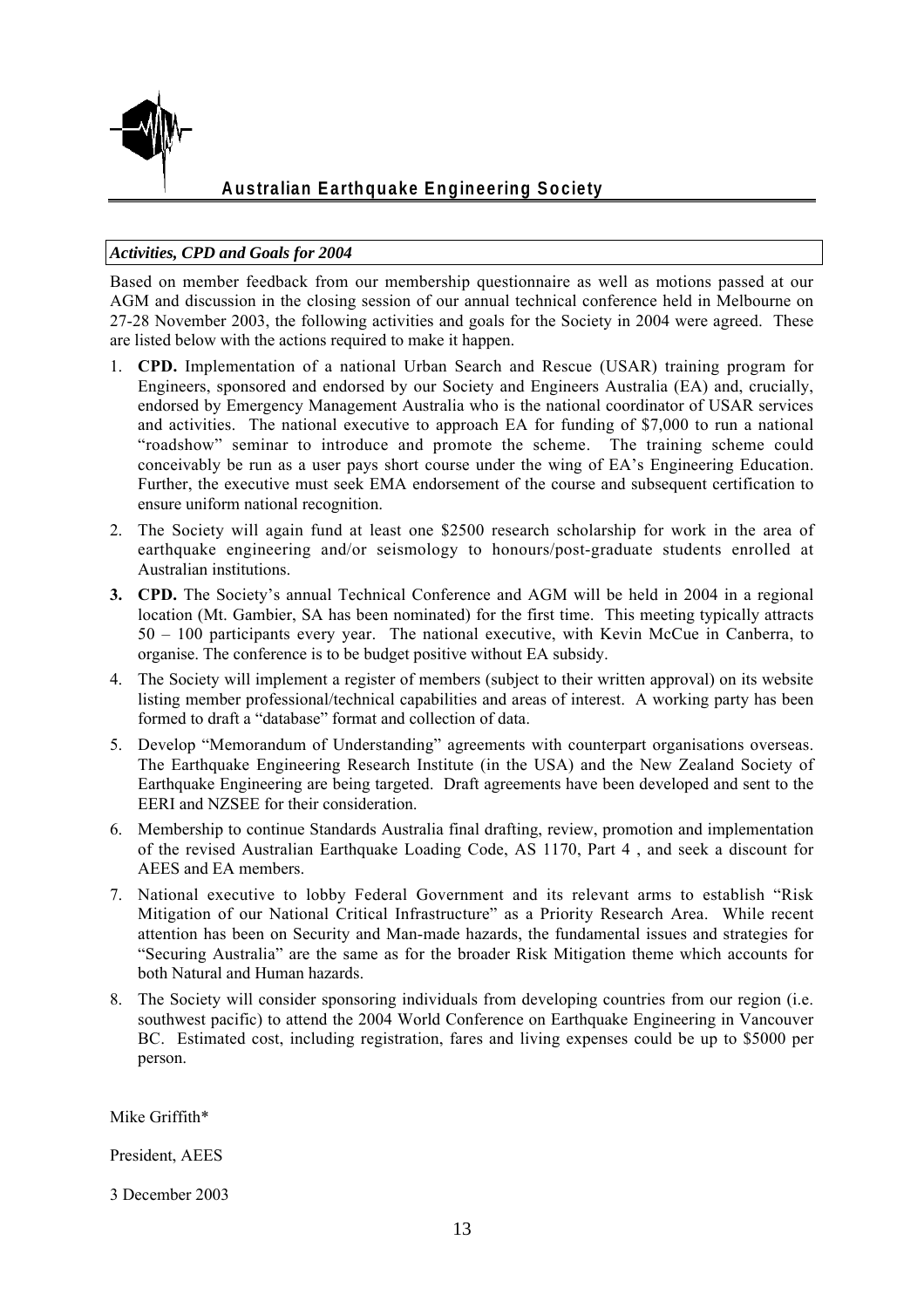# Australian Earthquake Engineering Society

***Activities, CPD and Goals for 2004***

Based on member feedback from our membership questionnaire as well as motions passed at our AGM and discussion in the closing session of our annual technical conference held in Melbourne on 27-28 November 2003, the following activities and goals for the Society in 2004 were agreed. These are listed below with the actions required to make it happen.

1. **CPD.** Implementation of a national Urban Search and Rescue (USAR) training program for Engineers, sponsored and endorsed by our Society and Engineers Australia (EA) and, crucially, endorsed by Emergency Management Australia who is the national coordinator of USAR services and activities. The national executive to approach EA for funding of $7,000 to run a national "roadshow" seminar to introduce and promote the scheme. The training scheme could conceivably be run as a user pays short course under the wing of EA's Engineering Education. Further, the executive must seek EMA endorsement of the course and subsequent certification to ensure uniform national recognition.
2. The Society will again fund at least one $2500 research scholarship for work in the area of earthquake engineering and/or seismology to honours/post-graduate students enrolled at Australian institutions.
3. **CPD.** The Society's annual Technical Conference and AGM will be held in 2004 in a regional location (Mt. Gambier, SA has been nominated) for the first time. This meeting typically attracts 50 – 100 participants every year. The national executive, with Kevin McCue in Canberra, to organise. The conference is to be budget positive without EA subsidy.
4. The Society will implement a register of members (subject to their written approval) on its website listing member professional/technical capabilities and areas of interest. A working party has been formed to draft a "database" format and collection of data.
5. Develop "Memorandum of Understanding" agreements with counterpart organisations overseas. The Earthquake Engineering Research Institute (in the USA) and the New Zealand Society of Earthquake Engineering are being targeted. Draft agreements have been developed and sent to the EERI and NZSEE for their consideration.
6. Membership to continue Standards Australia final drafting, review, promotion and implementation of the revised Australian Earthquake Loading Code, AS 1170, Part 4 , and seek a discount for AEES and EA members.
7. National executive to lobby Federal Government and its relevant arms to establish "Risk Mitigation of our National Critical Infrastructure" as a Priority Research Area. While recent attention has been on Security and Man-made hazards, the fundamental issues and strategies for "Securing Australia" are the same as for the broader Risk Mitigation theme which accounts for both Natural and Human hazards.
8. The Society will consider sponsoring individuals from developing countries from our region (i.e. southwest pacific) to attend the 2004 World Conference on Earthquake Engineering in Vancouver BC. Estimated cost, including registration, fares and living expenses could be up to $5000 per person.

Mike Griffith*

President, AEES

3 December 2003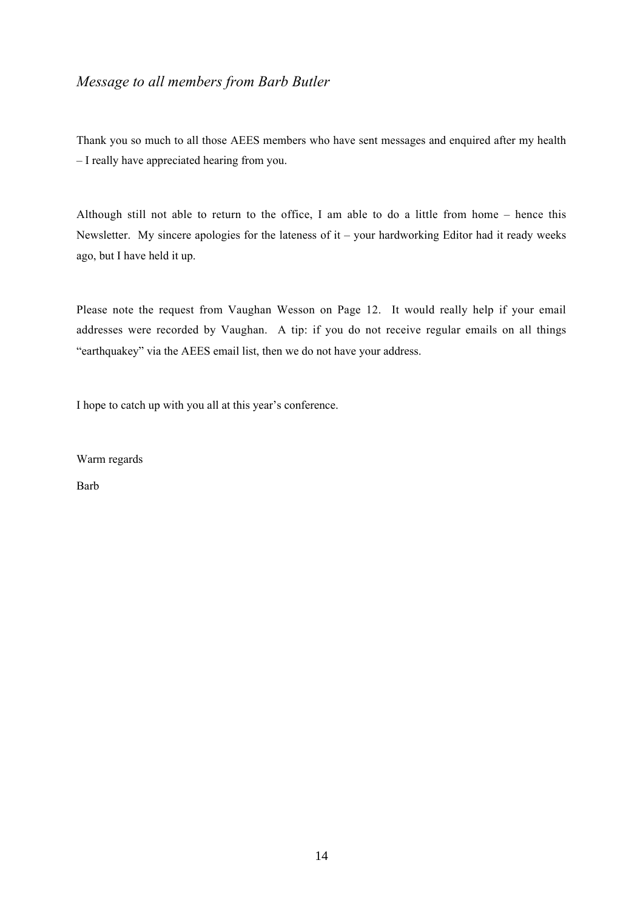*Message to all members from Barb Butler*

Thank you so much to all those AEES members who have sent messages and enquired after my health – I really have appreciated hearing from you.

Although still not able to return to the office, I am able to do a little from home – hence this Newsletter. My sincere apologies for the lateness of it – your hardworking Editor had it ready weeks ago, but I have held it up.

Please note the request from Vaughan Wesson on Page 12. It would really help if your email addresses were recorded by Vaughan. A tip: if you do not receive regular emails on all things "earthquakey" via the AEES email list, then we do not have your address.

I hope to catch up with you all at this year's conference.

Warm regards

Barb